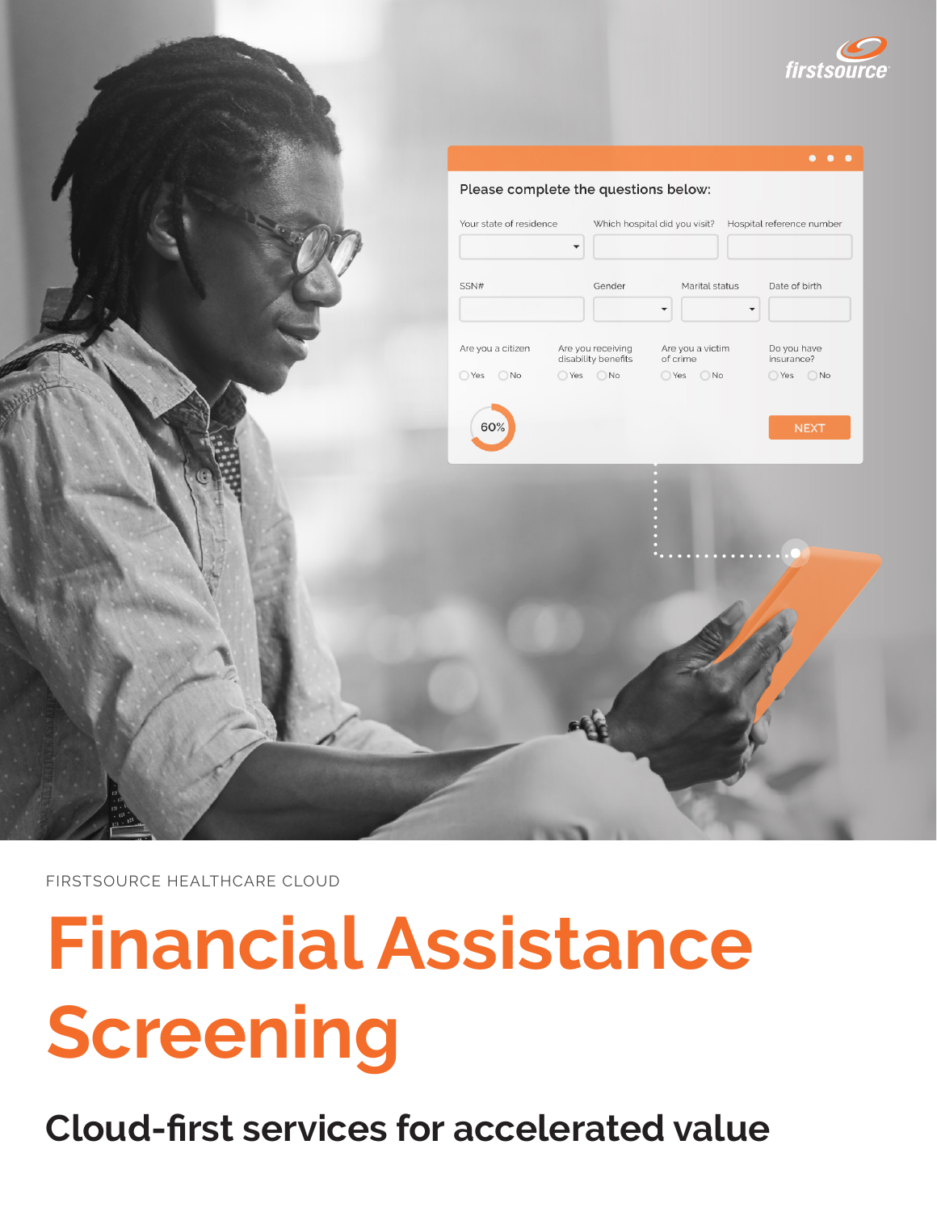FIRSTSOURCE HEALTHCARE CLOUD

# Financial Assistance Screening

## Cloud-first services for accelerated value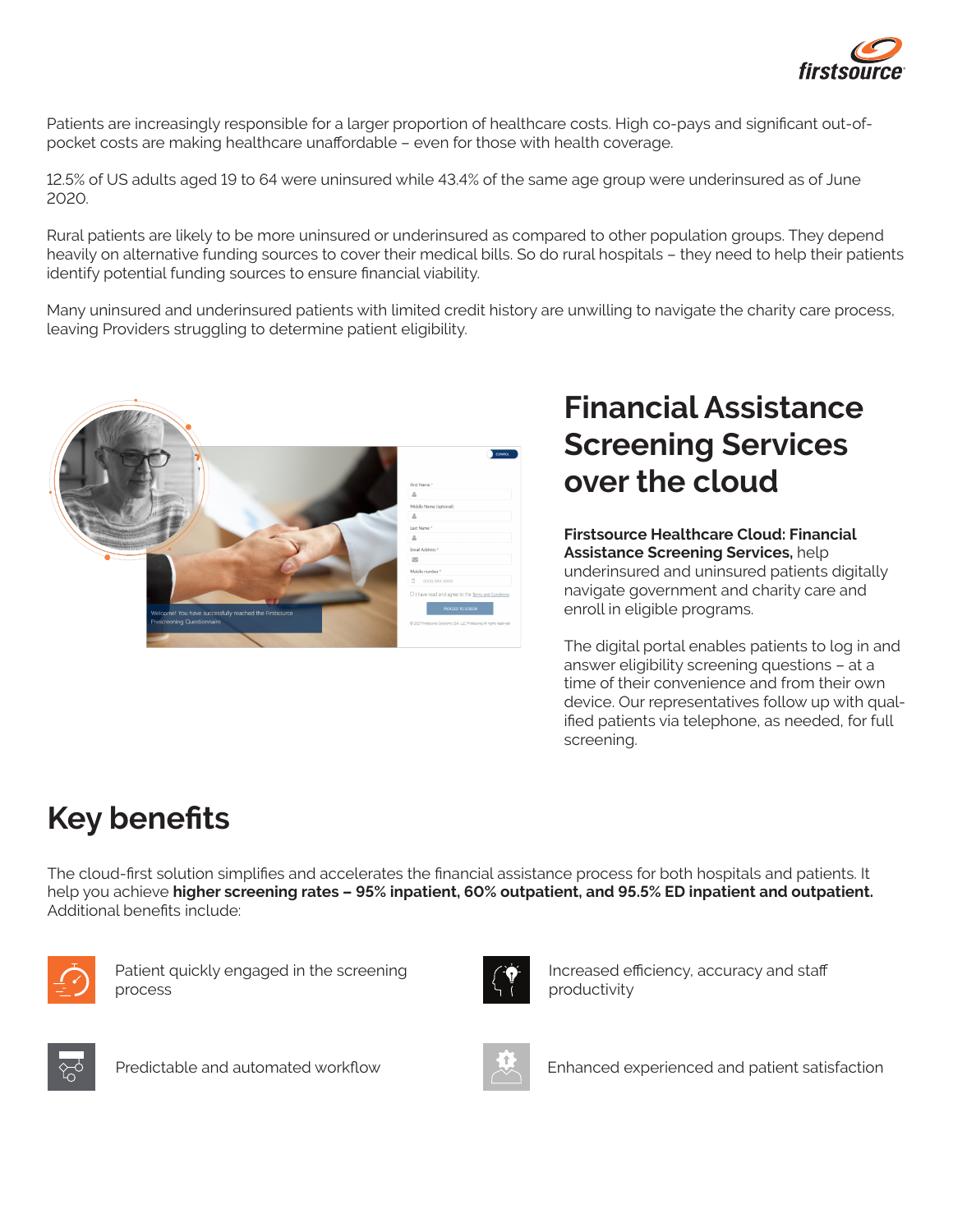Patients are increasingly responsible for a larger proportion of healthcare costs. High co-pays and significant out-of-pocket costs are making healthcare unaffordable – even for those with health coverage.

12.5% of US adults aged 19 to 64 were uninsured while 43.4% of the same age group were underinsured as of June 2020.

Rural patients are likely to be more uninsured or underinsured as compared to other population groups. They depend heavily on alternative funding sources to cover their medical bills. So do rural hospitals – they need to help their patients identify potential funding sources to ensure financial viability.

Many uninsured and underinsured patients with limited credit history are unwilling to navigate the charity care process, leaving Providers struggling to determine patient eligibility.

# Financial Assistance Screening Services over the cloud

**Firstsource Healthcare Cloud: Financial Assistance Screening Services,** help underinsured and uninsured patients digitally navigate government and charity care and enroll in eligible programs.

The digital portal enables patients to log in and answer eligibility screening questions – at a time of their convenience and from their own device. Our representatives follow up with qualified patients via telephone, as needed, for full screening.

# Key benefits

The cloud-first solution simplifies and accelerates the financial assistance process for both hospitals and patients. It help you achieve **higher screening rates – 95% inpatient, 60% outpatient, and 95.5% ED inpatient and outpatient.** Additional benefits include:

- Patient quickly engaged in the screening process
- Increased efficiency, accuracy and staff productivity
- Predictable and automated workflow
- Enhanced experienced and patient satisfaction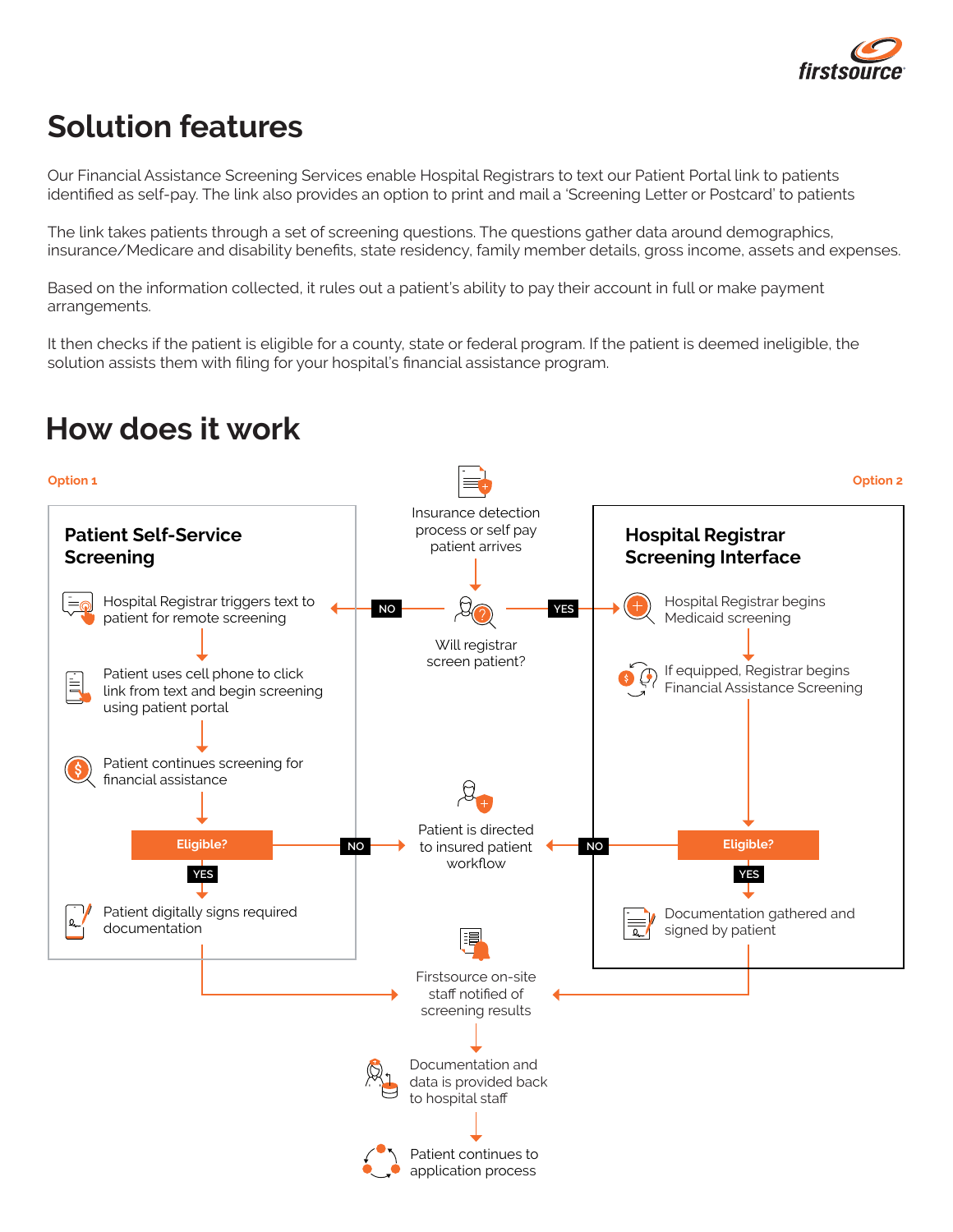# Solution features

Our Financial Assistance Screening Services enable Hospital Registrars to text our Patient Portal link to patients identified as self-pay. The link also provides an option to print and mail a 'Screening Letter or Postcard' to patients

The link takes patients through a set of screening questions. The questions gather data around demographics, insurance/Medicare and disability benefits, state residency, family member details, gross income, assets and expenses.

Based on the information collected, it rules out a patient's ability to pay their account in full or make payment arrangements.

It then checks if the patient is eligible for a county, state or federal program. If the patient is deemed ineligible, the solution assists them with filing for your hospital's financial assistance program.

# How does it work

Insurance detection process or self pay patient arrives

Will registrar screen patient?

**Option 1** (NO)

## Patient Self-Service Screening

- Hospital Registrar triggers text to patient for remote screening
- Patient uses cell phone to click link from text and begin screening using patient portal
- Patient continues screening for financial assistance
- Eligible?
  - NO: Patient is directed to insured patient workflow
  - YES: Patient digitally signs required documentation

**Option 2** (YES)

## Hospital Registrar Screening Interface

- Hospital Registrar begins Medicaid screening
- If equipped, Registrar begins Financial Assistance Screening
- Eligible?
  - NO: Patient is directed to insured patient workflow
  - YES: Documentation gathered and signed by patient

Firstsource on-site staff notified of screening results

Documentation and data is provided back to hospital staff

Patient continues to application process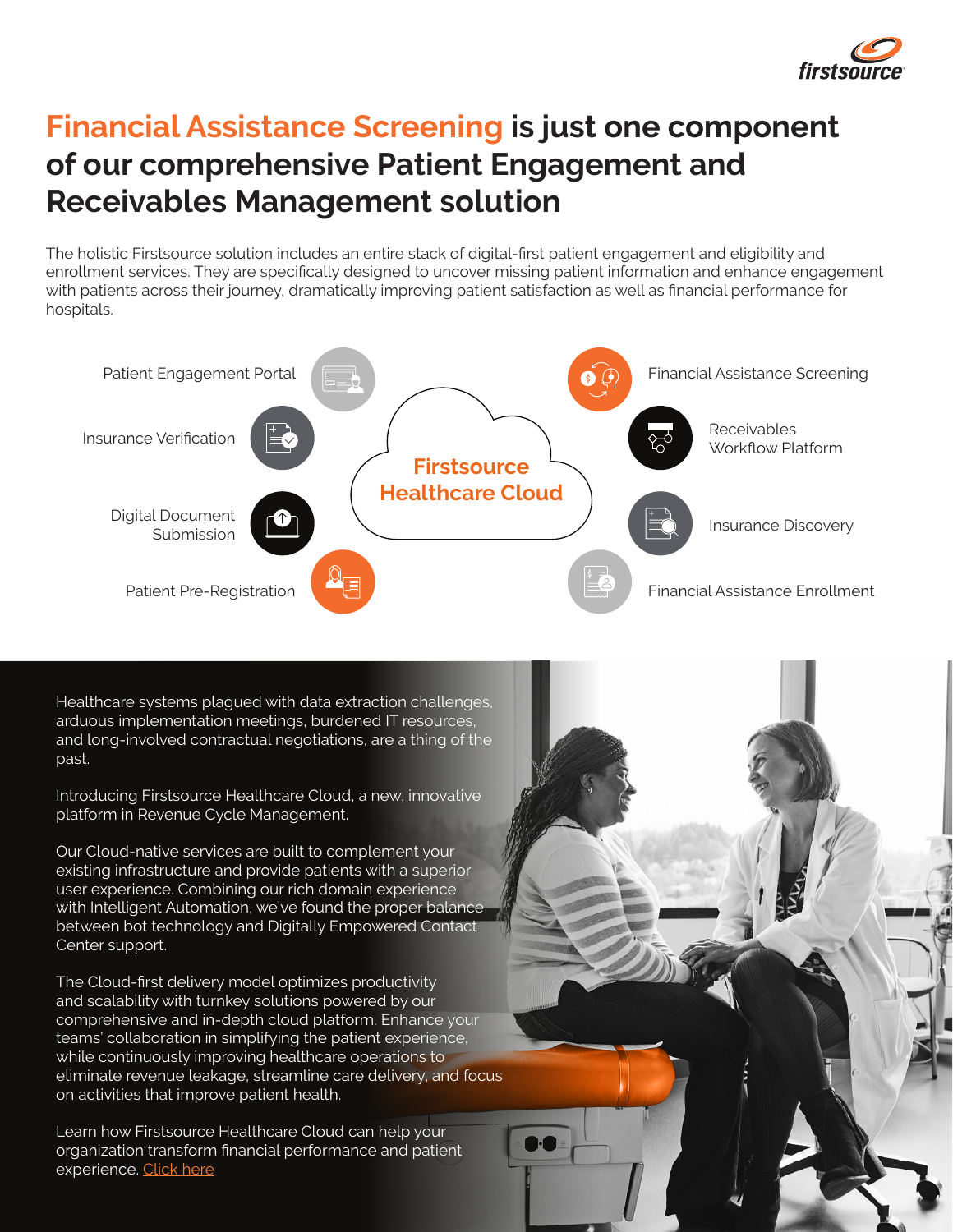# **Financial Assistance Screening** is just one component of our comprehensive Patient Engagement and Receivables Management solution

The holistic Firstsource solution includes an entire stack of digital-first patient engagement and eligibility and enrollment services. They are specifically designed to uncover missing patient information and enhance engagement with patients across their journey, dramatically improving patient satisfaction as well as financial performance for hospitals.

Firstsource Healthcare Cloud

Patient Engagement Portal

Insurance Verification

Digital Document Submission

Patient Pre-Registration

Financial Assistance Screening

Receivables Workflow Platform

Insurance Discovery

Financial Assistance Enrollment

Healthcare systems plagued with data extraction challenges, arduous implementation meetings, burdened IT resources, and long-involved contractual negotiations, are a thing of the past.

Introducing Firstsource Healthcare Cloud, a new, innovative platform in Revenue Cycle Management.

Our Cloud-native services are built to complement your existing infrastructure and provide patients with a superior user experience. Combining our rich domain experience with Intelligent Automation, we've found the proper balance between bot technology and Digitally Empowered Contact Center support.

The Cloud-first delivery model optimizes productivity and scalability with turnkey solutions powered by our comprehensive and in-depth cloud platform. Enhance your teams' collaboration in simplifying the patient experience, while continuously improving healthcare operations to eliminate revenue leakage, streamline care delivery, and focus on activities that improve patient health.

Learn how Firstsource Healthcare Cloud can help your organization transform financial performance and patient experience. Click here